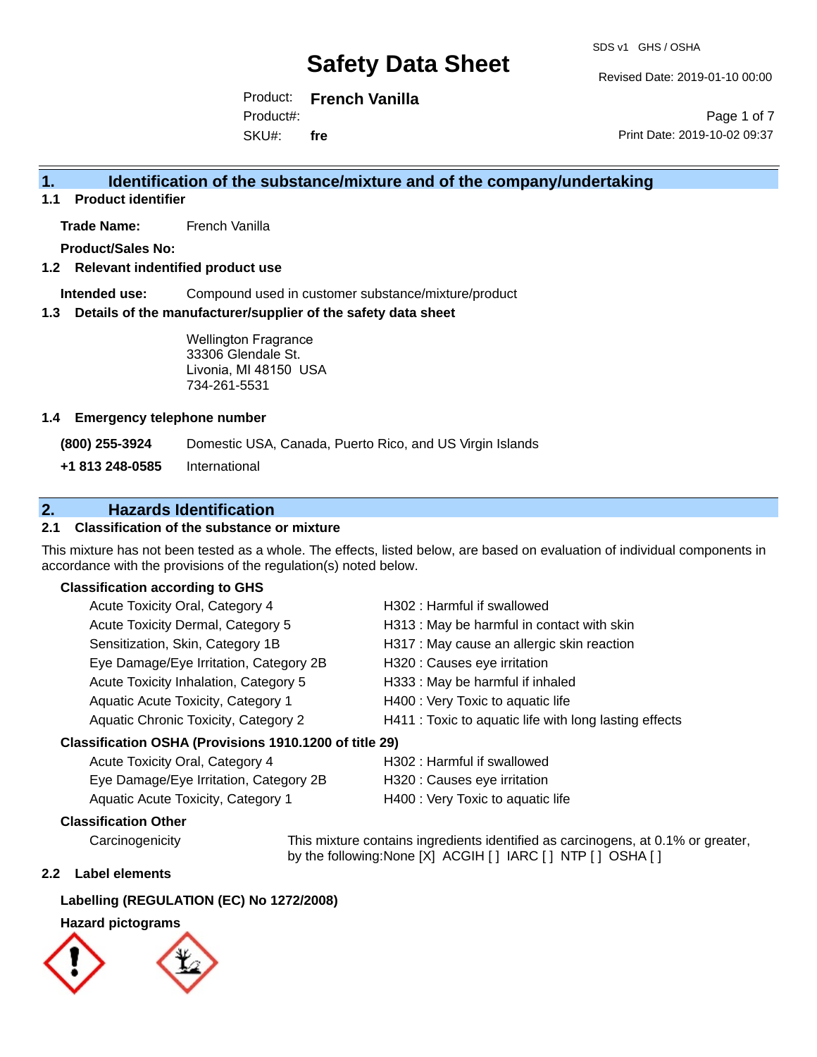# Safety Data Sheet

SDS v1 GHS / OSHA

Revised Date: 2019-01-10 00:00

Product: **French Vanilla**
Product#:
SKU#: **fre**

Print Date: 2019-10-02 09:37

## 1. Identification of the substance/mixture and of the company/undertaking

### 1.1 Product identifier

**Trade Name:** French Vanilla

**Product/Sales No:**

### 1.2 Relevant indentified product use

**Intended use:** Compound used in customer substance/mixture/product

### 1.3 Details of the manufacturer/supplier of the safety data sheet

Wellington Fragrance
33306 Glendale St.
Livonia, MI 48150 USA
734-261-5531

### 1.4 Emergency telephone number

**(800) 255-3924** Domestic USA, Canada, Puerto Rico, and US Virgin Islands

**+1 813 248-0585** International

## 2. Hazards Identification

### 2.1 Classification of the substance or mixture

This mixture has not been tested as a whole. The effects, listed below, are based on evaluation of individual components in accordance with the provisions of the regulation(s) noted below.

**Classification according to GHS**

| | |
|---|---|
| Acute Toxicity Oral, Category 4 | H302 : Harmful if swallowed |
| Acute Toxicity Dermal, Category 5 | H313 : May be harmful in contact with skin |
| Sensitization, Skin, Category 1B | H317 : May cause an allergic skin reaction |
| Eye Damage/Eye Irritation, Category 2B | H320 : Causes eye irritation |
| Acute Toxicity Inhalation, Category 5 | H333 : May be harmful if inhaled |
| Aquatic Acute Toxicity, Category 1 | H400 : Very Toxic to aquatic life |
| Aquatic Chronic Toxicity, Category 2 | H411 : Toxic to aquatic life with long lasting effects |

**Classification OSHA (Provisions 1910.1200 of title 29)**

| | |
|---|---|
| Acute Toxicity Oral, Category 4 | H302 : Harmful if swallowed |
| Eye Damage/Eye Irritation, Category 2B | H320 : Causes eye irritation |
| Aquatic Acute Toxicity, Category 1 | H400 : Very Toxic to aquatic life |

**Classification Other**

Carcinogenicity: This mixture contains ingredients identified as carcinogens, at 0.1% or greater, by the following:None [X] ACGIH [ ] IARC [ ] NTP [ ] OSHA [ ]

### 2.2 Label elements

**Labelling (REGULATION (EC) No 1272/2008)**

**Hazard pictograms**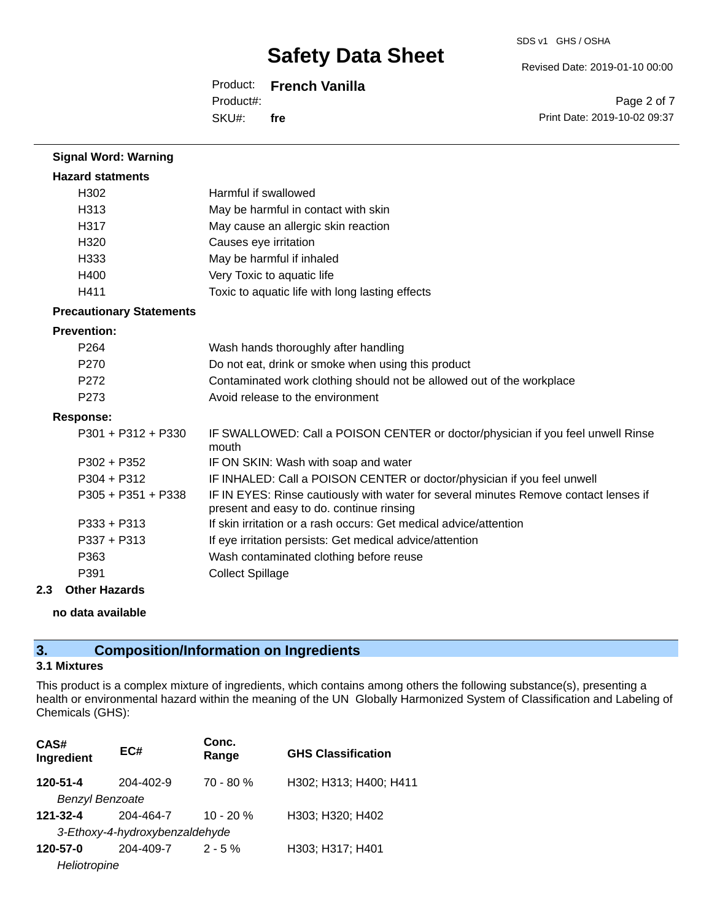**Signal Word: Warning**

**Hazard statments**

| | |
|---|---|
| H302 | Harmful if swallowed |
| H313 | May be harmful in contact with skin |
| H317 | May cause an allergic skin reaction |
| H320 | Causes eye irritation |
| H333 | May be harmful if inhaled |
| H400 | Very Toxic to aquatic life |
| H411 | Toxic to aquatic life with long lasting effects |

**Precautionary Statements**

**Prevention:**

| | |
|---|---|
| P264 | Wash hands thoroughly after handling |
| P270 | Do not eat, drink or smoke when using this product |
| P272 | Contaminated work clothing should not be allowed out of the workplace |
| P273 | Avoid release to the environment |

**Response:**

| | |
|---|---|
| P301 + P312 + P330 | IF SWALLOWED: Call a POISON CENTER or doctor/physician if you feel unwell Rinse mouth |
| P302 + P352 | IF ON SKIN: Wash with soap and water |
| P304 + P312 | IF INHALED: Call a POISON CENTER or doctor/physician if you feel unwell |
| P305 + P351 + P338 | IF IN EYES: Rinse cautiously with water for several minutes Remove contact lenses if present and easy to do. continue rinsing |
| P333 + P313 | If skin irritation or a rash occurs: Get medical advice/attention |
| P337 + P313 | If eye irritation persists: Get medical advice/attention |
| P363 | Wash contaminated clothing before reuse |
| P391 | Collect Spillage |

### 2.3 Other Hazards

**no data available**

## 3. Composition/Information on Ingredients

### 3.1 Mixtures

This product is a complex mixture of ingredients, which contains among others the following substance(s), presenting a health or environmental hazard within the meaning of the UN Globally Harmonized System of Classification and Labeling of Chemicals (GHS):

| CAS# Ingredient | EC# | Conc. Range | GHS Classification |
|---|---|---|---|
| **120-51-4** | 204-402-9 | 70 - 80 % | H302; H313; H400; H411 |
| *Benzyl Benzoate* | | | |
| **121-32-4** | 204-464-7 | 10 - 20 % | H303; H320; H402 |
| *3-Ethoxy-4-hydroxybenzaldehyde* | | | |
| **120-57-0** | 204-409-7 | 2 - 5 % | H303; H317; H401 |
| *Heliotropine* | | | |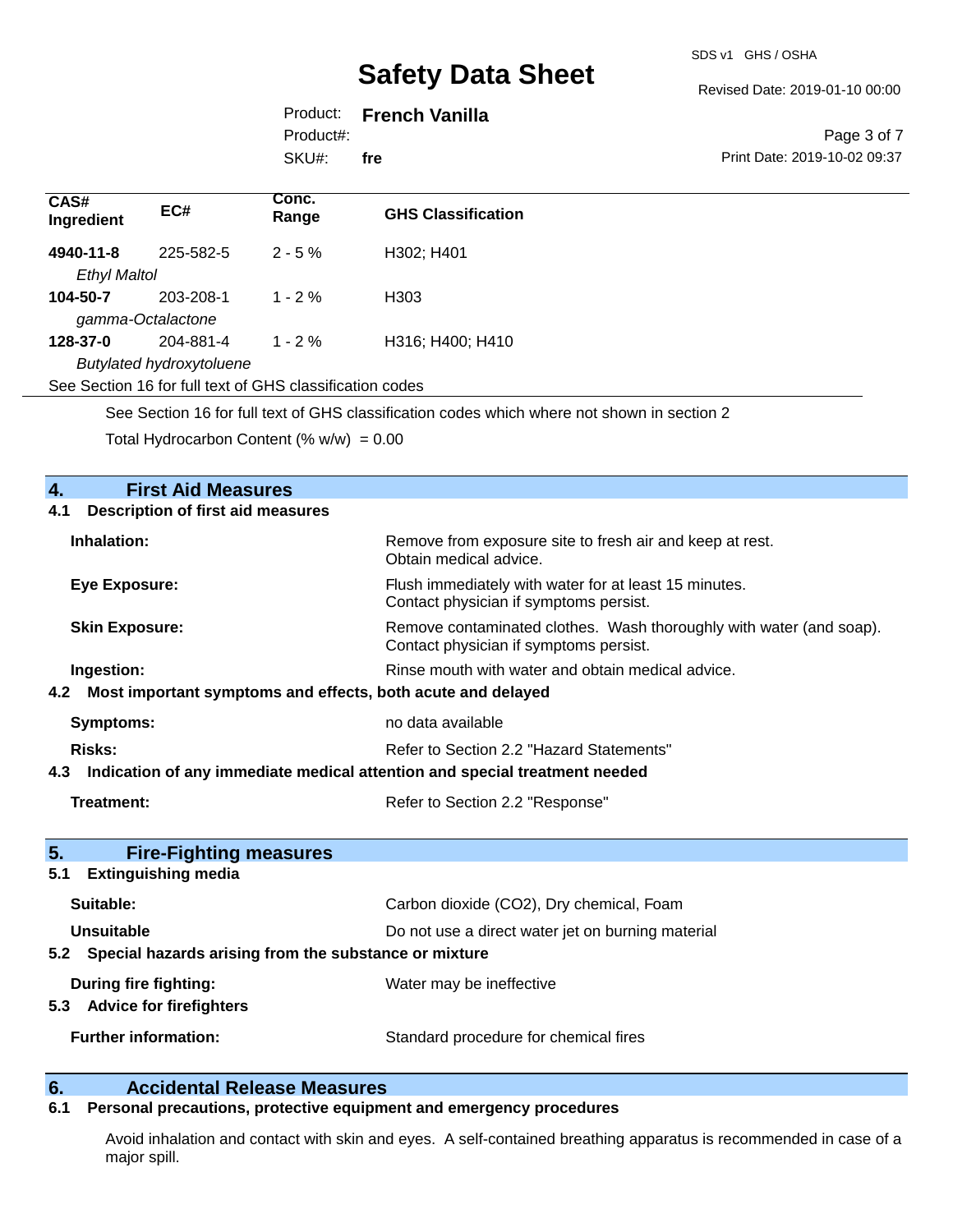| CAS# Ingredient | EC# | Conc. Range | GHS Classification |
|---|---|---|---|
| **4940-11-8** *Ethyl Maltol* | 225-582-5 | 2 - 5 % | H302; H401 |
| **104-50-7** *gamma-Octalactone* | 203-208-1 | 1 - 2 % | H303 |
| **128-37-0** *Butylated hydroxytoluene* | 204-881-4 | 1 - 2 % | H316; H400; H410 |

See Section 16 for full text of GHS classification codes

See Section 16 for full text of GHS classification codes which where not shown in section 2

Total Hydrocarbon Content (% w/w) = 0.00

## 4. First Aid Measures

### 4.1 Description of first aid measures

**Inhalation:** Remove from exposure site to fresh air and keep at rest. Obtain medical advice.

**Eye Exposure:** Flush immediately with water for at least 15 minutes. Contact physician if symptoms persist.

**Skin Exposure:** Remove contaminated clothes. Wash thoroughly with water (and soap). Contact physician if symptoms persist.

**Ingestion:** Rinse mouth with water and obtain medical advice.

### 4.2 Most important symptoms and effects, both acute and delayed

**Symptoms:** no data available

**Risks:** Refer to Section 2.2 "Hazard Statements"

### 4.3 Indication of any immediate medical attention and special treatment needed

**Treatment:** Refer to Section 2.2 "Response"

## 5. Fire-Fighting measures

### 5.1 Extinguishing media

**Suitable:** Carbon dioxide ($CO_2$), Dry chemical, Foam

**Unsuitable** Do not use a direct water jet on burning material

### 5.2 Special hazards arising from the substance or mixture

**During fire fighting:** Water may be ineffective

### 5.3 Advice for firefighters

**Further information:** Standard procedure for chemical fires

## 6. Accidental Release Measures

### 6.1 Personal precautions, protective equipment and emergency procedures

Avoid inhalation and contact with skin and eyes. A self-contained breathing apparatus is recommended in case of a major spill.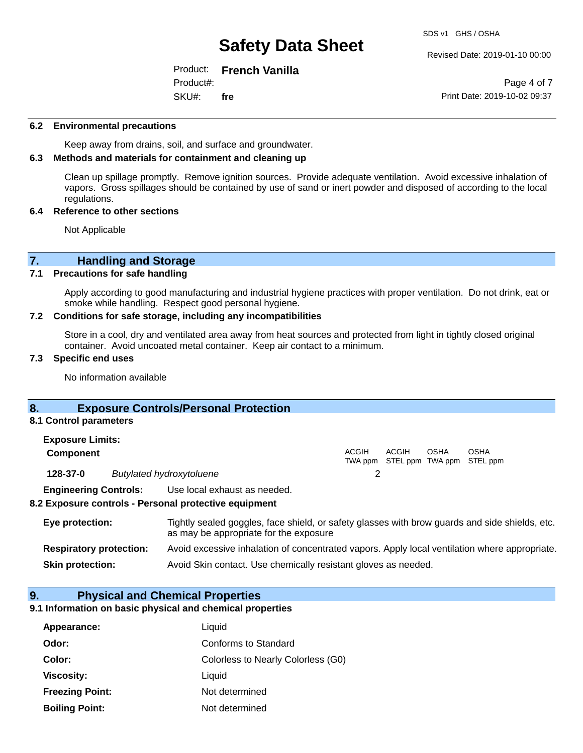### 6.2 Environmental precautions

Keep away from drains, soil, and surface and groundwater.

### 6.3 Methods and materials for containment and cleaning up

Clean up spillage promptly. Remove ignition sources. Provide adequate ventilation. Avoid excessive inhalation of vapors. Gross spillages should be contained by use of sand or inert powder and disposed of according to the local regulations.

### 6.4 Reference to other sections

Not Applicable

## 7. Handling and Storage

### 7.1 Precautions for safe handling

Apply according to good manufacturing and industrial hygiene practices with proper ventilation. Do not drink, eat or smoke while handling. Respect good personal hygiene.

### 7.2 Conditions for safe storage, including any incompatibilities

Store in a cool, dry and ventilated area away from heat sources and protected from light in tightly closed original container. Avoid uncoated metal container. Keep air contact to a minimum.

### 7.3 Specific end uses

No information available

## 8. Exposure Controls/Personal Protection

### 8.1 Control parameters

**Exposure Limits:**

| Component | | ACGIH TWA ppm | ACGIH STEL ppm | OSHA TWA ppm | OSHA STEL ppm |
|---|---|---|---|---|---|
| **128-37-0** | *Butylated hydroxytoluene* | 2 | | | |

**Engineering Controls:** Use local exhaust as needed.

### 8.2 Exposure controls - Personal protective equipment

**Eye protection:** Tightly sealed goggles, face shield, or safety glasses with brow guards and side shields, etc. as may be appropriate for the exposure

**Respiratory protection:** Avoid excessive inhalation of concentrated vapors. Apply local ventilation where appropriate.

**Skin protection:** Avoid Skin contact. Use chemically resistant gloves as needed.

## 9. Physical and Chemical Properties

### 9.1 Information on basic physical and chemical properties

| | |
|---|---|
| **Appearance:** | Liquid |
| **Odor:** | Conforms to Standard |
| **Color:** | Colorless to Nearly Colorless (G0) |
| **Viscosity:** | Liquid |
| **Freezing Point:** | Not determined |
| **Boiling Point:** | Not determined |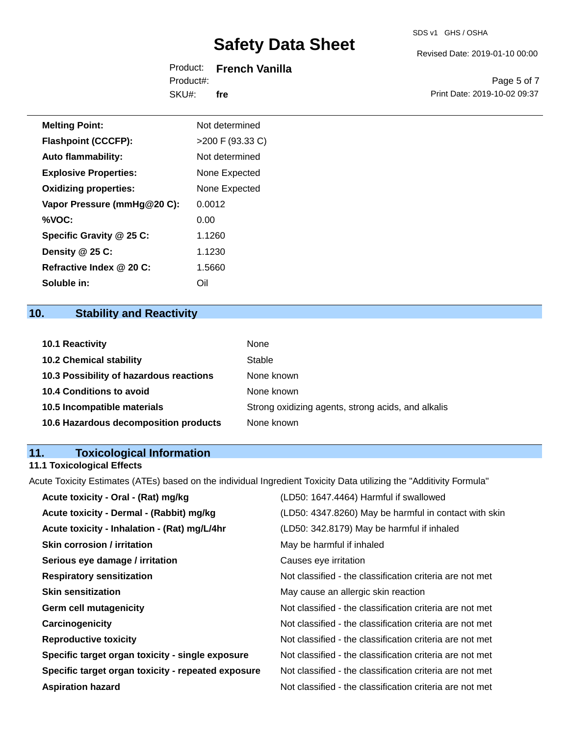| | |
|---|---|
| **Melting Point:** | Not determined |
| **Flashpoint (CCCFP):** | >200 F (93.33 C) |
| **Auto flammability:** | Not determined |
| **Explosive Properties:** | None Expected |
| **Oxidizing properties:** | None Expected |
| **Vapor Pressure (mmHg@20 C):** | 0.0012 |
| **%VOC:** | 0.00 |
| **Specific Gravity @ 25 C:** | 1.1260 |
| **Density @ 25 C:** | 1.1230 |
| **Refractive Index @ 20 C:** | 1.5660 |
| **Soluble in:** | Oil |

## 10. Stability and Reactivity

| | |
|---|---|
| **10.1 Reactivity** | None |
| **10.2 Chemical stability** | Stable |
| **10.3 Possibility of hazardous reactions** | None known |
| **10.4 Conditions to avoid** | None known |
| **10.5 Incompatible materials** | Strong oxidizing agents, strong acids, and alkalis |
| **10.6 Hazardous decomposition products** | None known |

## 11. Toxicological Information

### 11.1 Toxicological Effects

Acute Toxicity Estimates (ATEs) based on the individual Ingredient Toxicity Data utilizing the "Additivity Formula"

| | |
|---|---|
| **Acute toxicity - Oral - (Rat) mg/kg** | (LD50: 1647.4464) Harmful if swallowed |
| **Acute toxicity - Dermal - (Rabbit) mg/kg** | (LD50: 4347.8260) May be harmful in contact with skin |
| **Acute toxicity - Inhalation - (Rat) mg/L/4hr** | (LD50: 342.8179) May be harmful if inhaled |
| **Skin corrosion / irritation** | May be harmful if inhaled |
| **Serious eye damage / irritation** | Causes eye irritation |
| **Respiratory sensitization** | Not classified - the classification criteria are not met |
| **Skin sensitization** | May cause an allergic skin reaction |
| **Germ cell mutagenicity** | Not classified - the classification criteria are not met |
| **Carcinogenicity** | Not classified - the classification criteria are not met |
| **Reproductive toxicity** | Not classified - the classification criteria are not met |
| **Specific target organ toxicity - single exposure** | Not classified - the classification criteria are not met |
| **Specific target organ toxicity - repeated exposure** | Not classified - the classification criteria are not met |
| **Aspiration hazard** | Not classified - the classification criteria are not met |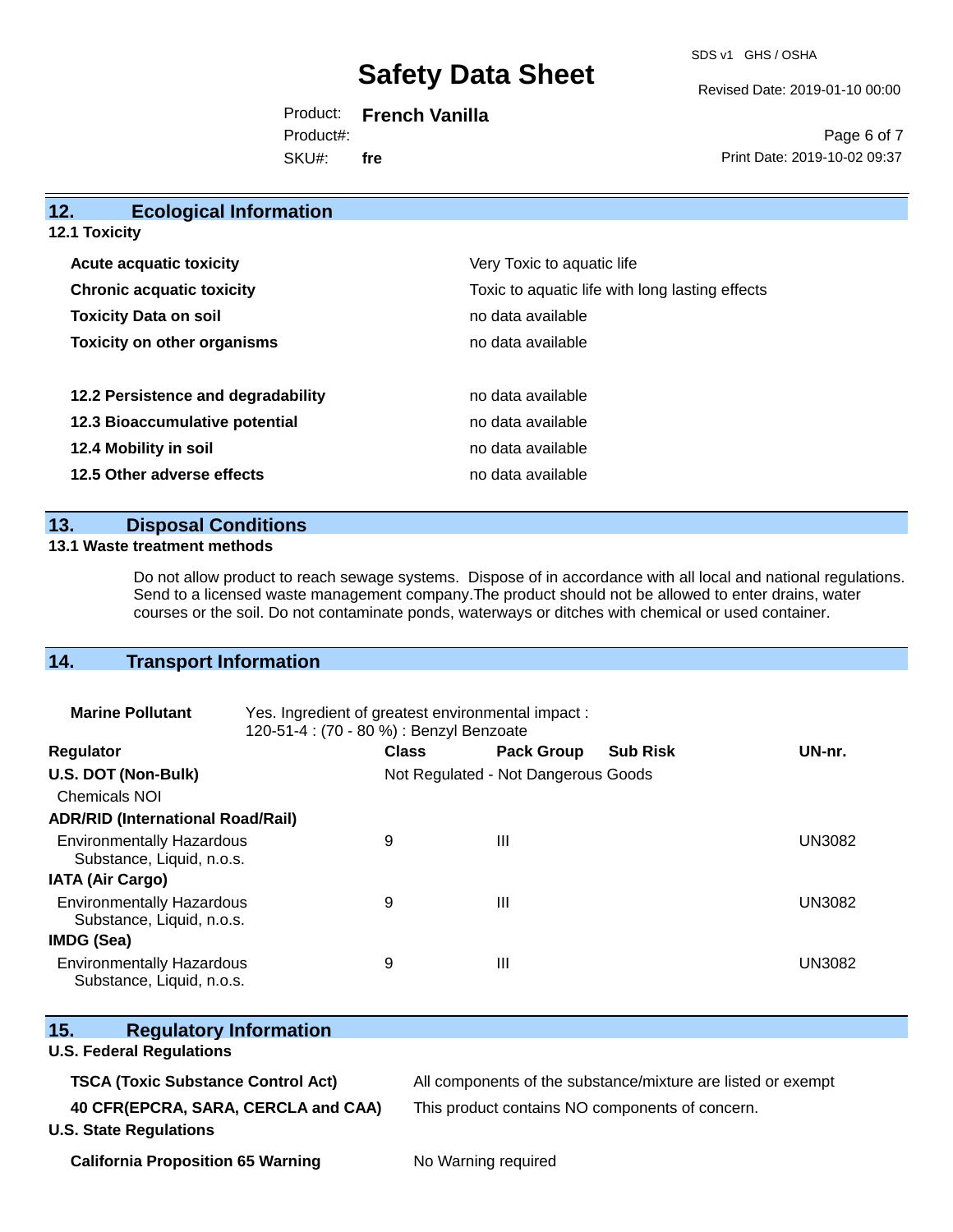## 12. Ecological Information

### 12.1 Toxicity

| | |
|---|---|
| **Acute acquatic toxicity** | Very Toxic to aquatic life |
| **Chronic acquatic toxicity** | Toxic to aquatic life with long lasting effects |
| **Toxicity Data on soil** | no data available |
| **Toxicity on other organisms** | no data available |

| | |
|---|---|
| **12.2 Persistence and degradability** | no data available |
| **12.3 Bioaccumulative potential** | no data available |
| **12.4 Mobility in soil** | no data available |
| **12.5 Other adverse effects** | no data available |

## 13. Disposal Conditions

### 13.1 Waste treatment methods

Do not allow product to reach sewage systems. Dispose of in accordance with all local and national regulations. Send to a licensed waste management company.The product should not be allowed to enter drains, water courses or the soil. Do not contaminate ponds, waterways or ditches with chemical or used container.

## 14. Transport Information

**Marine Pollutant** Yes. Ingredient of greatest environmental impact : 120-51-4 : (70 - 80 %) : Benzyl Benzoate

| Regulator | Class | Pack Group | Sub Risk | UN-nr. |
|---|---|---|---|---|
| **U.S. DOT (Non-Bulk)** | Not Regulated - Not Dangerous Goods | | | |
| Chemicals NOI | | | | |
| **ADR/RID (International Road/Rail)** | | | | |
| Environmentally Hazardous Substance, Liquid, n.o.s. | 9 | III | | UN3082 |
| **IATA (Air Cargo)** | | | | |
| Environmentally Hazardous Substance, Liquid, n.o.s. | 9 | III | | UN3082 |
| **IMDG (Sea)** | | | | |
| Environmentally Hazardous Substance, Liquid, n.o.s. | 9 | III | | UN3082 |

## 15. Regulatory Information

### U.S. Federal Regulations

| | |
|---|---|
| **TSCA (Toxic Substance Control Act)** | All components of the substance/mixture are listed or exempt |
| **40 CFR(EPCRA, SARA, CERCLA and CAA)** | This product contains NO components of concern. |

### U.S. State Regulations

| | |
|---|---|
| **California Proposition 65 Warning** | No Warning required |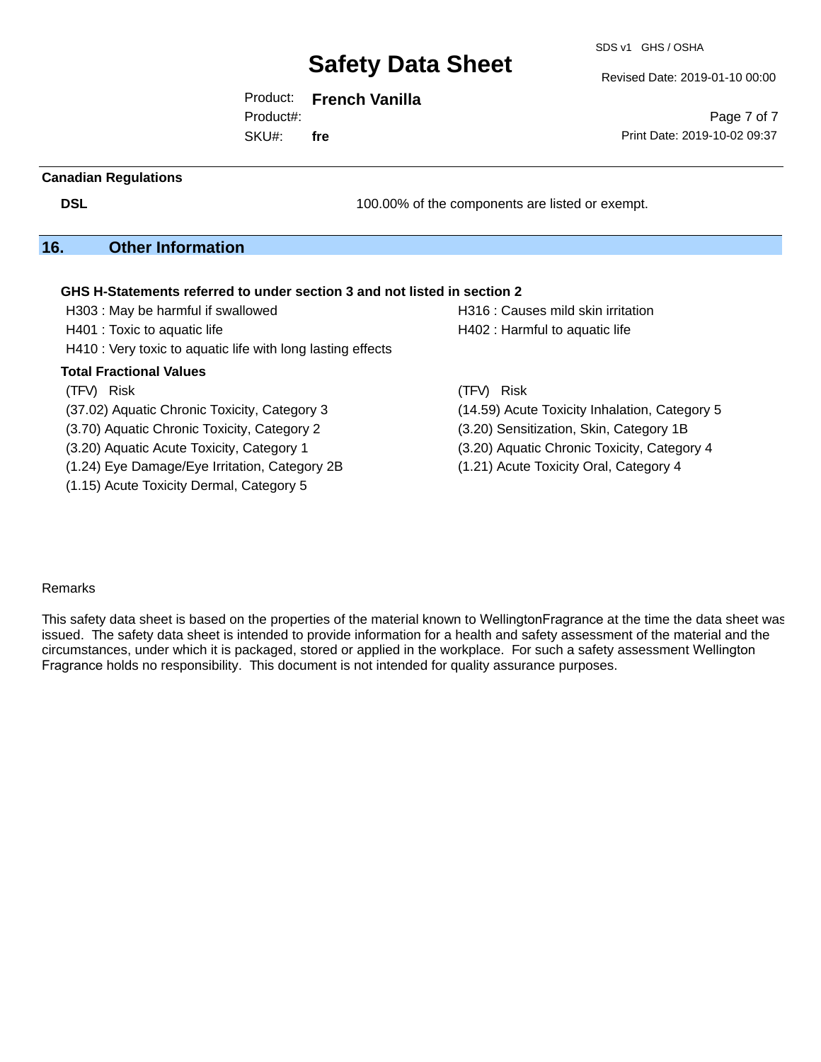**Canadian Regulations**

**DSL** 100.00% of the components are listed or exempt.

## 16. Other Information

**GHS H-Statements referred to under section 3 and not listed in section 2**

H303 : May be harmful if swallowed

H316 : Causes mild skin irritation

H401 : Toxic to aquatic life

H402 : Harmful to aquatic life

H410 : Very toxic to aquatic life with long lasting effects

**Total Fractional Values**

| (TFV) Risk | (TFV) Risk |
|---|---|
| (37.02) Aquatic Chronic Toxicity, Category 3 | (14.59) Acute Toxicity Inhalation, Category 5 |
| (3.70) Aquatic Chronic Toxicity, Category 2 | (3.20) Sensitization, Skin, Category 1B |
| (3.20) Aquatic Acute Toxicity, Category 1 | (3.20) Aquatic Chronic Toxicity, Category 4 |
| (1.24) Eye Damage/Eye Irritation, Category 2B | (1.21) Acute Toxicity Oral, Category 4 |
| (1.15) Acute Toxicity Dermal, Category 5 | |

Remarks

This safety data sheet is based on the properties of the material known to WellingtonFragrance at the time the data sheet was issued. The safety data sheet is intended to provide information for a health and safety assessment of the material and the circumstances, under which it is packaged, stored or applied in the workplace. For such a safety assessment Wellington Fragrance holds no responsibility. This document is not intended for quality assurance purposes.